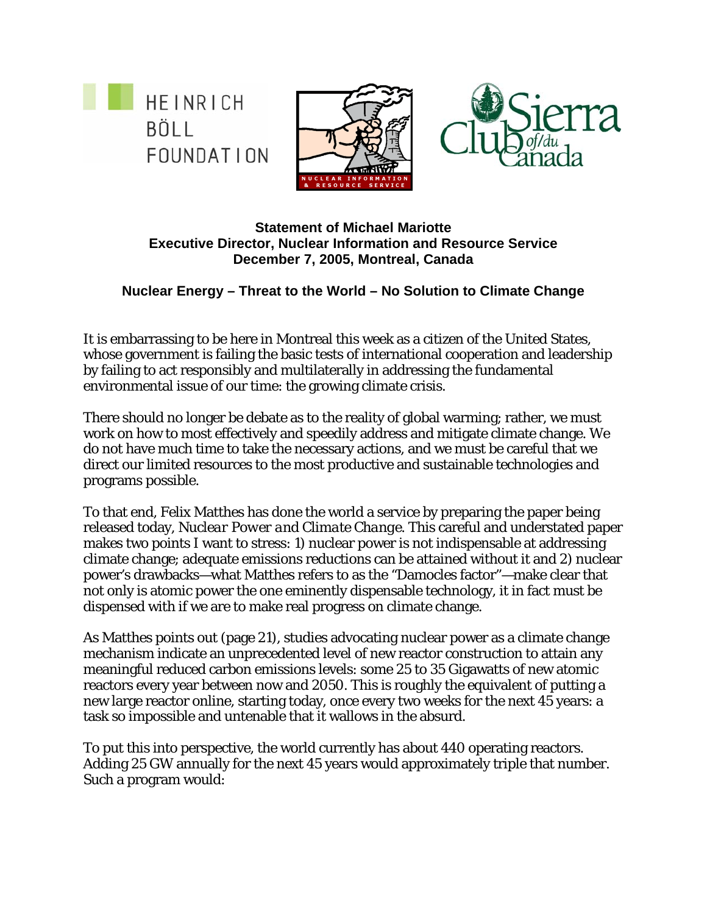HEINRICH BÖLL FOUNDATION

NUCLEAR INFORMATION & RESOURCE SERVICE

Sierra Club of/du Canada

**Statement of Michael Mariotte**
**Executive Director, Nuclear Information and Resource Service**
**December 7, 2005, Montreal, Canada**

## Nuclear Energy – Threat to the World – No Solution to Climate Change

It is embarrassing to be here in Montreal this week as a citizen of the United States, whose government is failing the basic tests of international cooperation and leadership by failing to act responsibly and multilaterally in addressing the fundamental environmental issue of our time: the growing climate crisis.

There should no longer be debate as to the reality of global warming; rather, we must work on how to most effectively and speedily address and mitigate climate change. We do not have much time to take the necessary actions, and we must be careful that we direct our limited resources to the most productive and sustainable technologies and programs possible.

To that end, Felix Matthes has done the world a service by preparing the paper being released today, *Nuclear Power and Climate Change*. This careful and understated paper makes two points I want to stress: 1) nuclear power is not indispensable at addressing climate change; adequate emissions reductions can be attained without it and 2) nuclear power's drawbacks—what Matthes refers to as the "Damocles factor"—make clear that not only is atomic power the one eminently dispensable technology, it in fact must be dispensed with if we are to make real progress on climate change.

As Matthes points out (page 21), studies advocating nuclear power as a climate change mechanism indicate an unprecedented level of new reactor construction to attain any meaningful reduced carbon emissions levels: some 25 to 35 Gigawatts of new atomic reactors every year between now and 2050. This is roughly the equivalent of putting a new large reactor online, starting today, once every two weeks for the next 45 years: a task so impossible and untenable that it wallows in the absurd.

To put this into perspective, the world currently has about 440 operating reactors. Adding 25 GW annually for the next 45 years would approximately triple that number. Such a program would: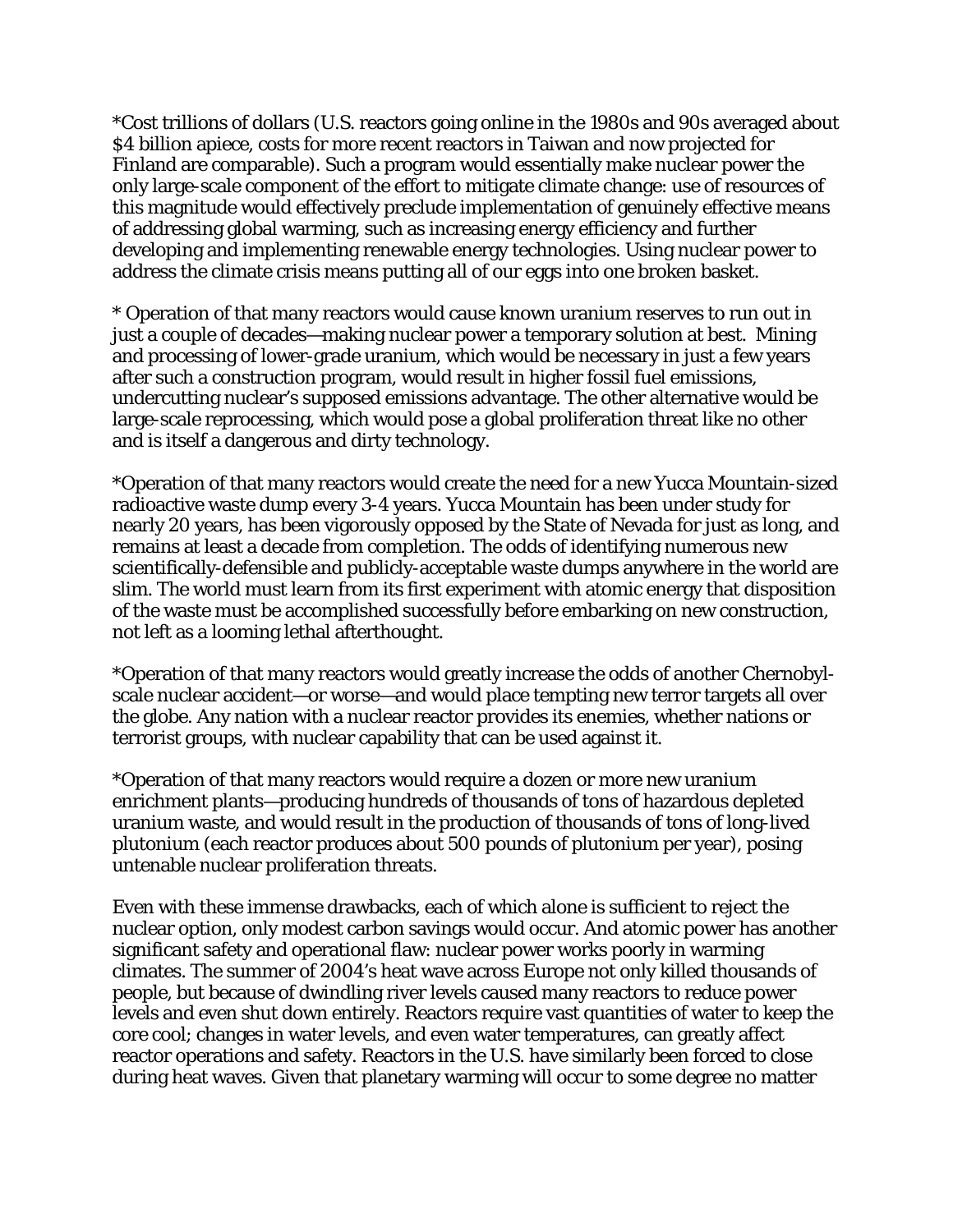*Cost trillions of dollars (U.S. reactors going online in the 1980s and 90s averaged about $4 billion apiece, costs for more recent reactors in Taiwan and now projected for Finland are comparable). Such a program would essentially make nuclear power the only large-scale component of the effort to mitigate climate change: use of resources of this magnitude would effectively preclude implementation of genuinely effective means of addressing global warming, such as increasing energy efficiency and further developing and implementing renewable energy technologies. Using nuclear power to address the climate crisis means putting all of our eggs into one broken basket.

* Operation of that many reactors would cause known uranium reserves to run out in just a couple of decades—making nuclear power a temporary solution at best. Mining and processing of lower-grade uranium, which would be necessary in just a few years after such a construction program, would result in higher fossil fuel emissions, undercutting nuclear's supposed emissions advantage. The other alternative would be large-scale reprocessing, which would pose a global proliferation threat like no other and is itself a dangerous and dirty technology.

*Operation of that many reactors would create the need for a new Yucca Mountain-sized radioactive waste dump every 3-4 years. Yucca Mountain has been under study for nearly 20 years, has been vigorously opposed by the State of Nevada for just as long, and remains at least a decade from completion. The odds of identifying numerous new scientifically-defensible and publicly-acceptable waste dumps anywhere in the world are slim. The world must learn from its first experiment with atomic energy that disposition of the waste must be accomplished successfully *before* embarking on new construction, not left as a looming lethal afterthought.

*Operation of that many reactors would greatly increase the odds of another Chernobyl-scale nuclear accident—or worse—and would place tempting new terror targets all over the globe. Any nation with a nuclear reactor provides its enemies, whether nations or terrorist groups, with nuclear capability that can be used against it.

*Operation of that many reactors would require a dozen or more new uranium enrichment plants—producing hundreds of thousands of tons of hazardous depleted uranium waste, and would result in the production of thousands of tons of long-lived plutonium (each reactor produces about 500 pounds of plutonium per year), posing untenable nuclear proliferation threats.

Even with these immense drawbacks, each of which alone is sufficient to reject the nuclear option, only modest carbon savings would occur. And atomic power has another significant safety and operational flaw: nuclear power works poorly in warming climates. The summer of 2004's heat wave across Europe not only killed thousands of people, but because of dwindling river levels caused many reactors to reduce power levels and even shut down entirely. Reactors require vast quantities of water to keep the core cool; changes in water levels, and even water temperatures, can greatly affect reactor operations and safety. Reactors in the U.S. have similarly been forced to close during heat waves. Given that planetary warming will occur to some degree no matter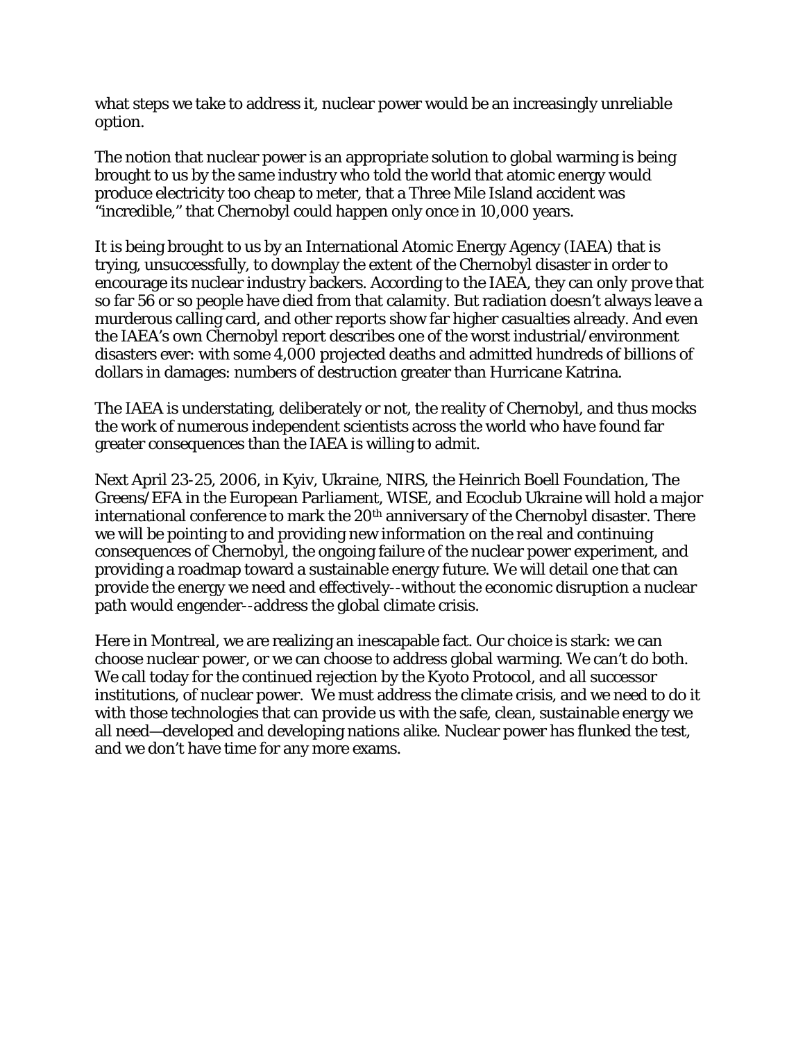what steps we take to address it, nuclear power would be an increasingly unreliable option.

The notion that nuclear power is an appropriate solution to global warming is being brought to us by the same industry who told the world that atomic energy would produce electricity too cheap to meter, that a Three Mile Island accident was "incredible," that Chernobyl could happen only once in 10,000 years.

It is being brought to us by an International Atomic Energy Agency (IAEA) that is trying, unsuccessfully, to downplay the extent of the Chernobyl disaster in order to encourage its nuclear industry backers. According to the IAEA, they can only *prove* that so far 56 or so people have died from that calamity. But radiation doesn't always leave a murderous calling card, and other reports show far higher casualties already. And even the IAEA's own Chernobyl report describes one of the worst industrial/environment disasters ever: with some 4,000 projected deaths and admitted hundreds of billions of dollars in damages: numbers of destruction greater than Hurricane Katrina.

The IAEA is understating, deliberately or not, the reality of Chernobyl, and thus mocks the work of numerous independent scientists across the world who have found far greater consequences than the IAEA is willing to admit.

Next April 23-25, 2006, in Kyiv, Ukraine, NIRS, the Heinrich Boell Foundation, The Greens/EFA in the European Parliament, WISE, and Ecoclub Ukraine will hold a major international conference to mark the 20th anniversary of the Chernobyl disaster. There we will be pointing to and providing new information on the real and continuing consequences of Chernobyl, the ongoing failure of the nuclear power experiment, and providing a roadmap toward a sustainable energy future. We will detail one that can provide the energy we need and effectively--without the economic disruption a nuclear path would engender--address the global climate crisis.

Here in Montreal, we are realizing an inescapable fact. Our choice is stark: we can choose nuclear power, or we can choose to address global warming. We can't do both. We call today for the continued rejection by the Kyoto Protocol, and all successor institutions, of nuclear power. We must address the climate crisis, and we need to do it with those technologies that can provide us with the safe, clean, sustainable energy we all need—developed and developing nations alike. Nuclear power has flunked the test, and we don't have time for any more exams.